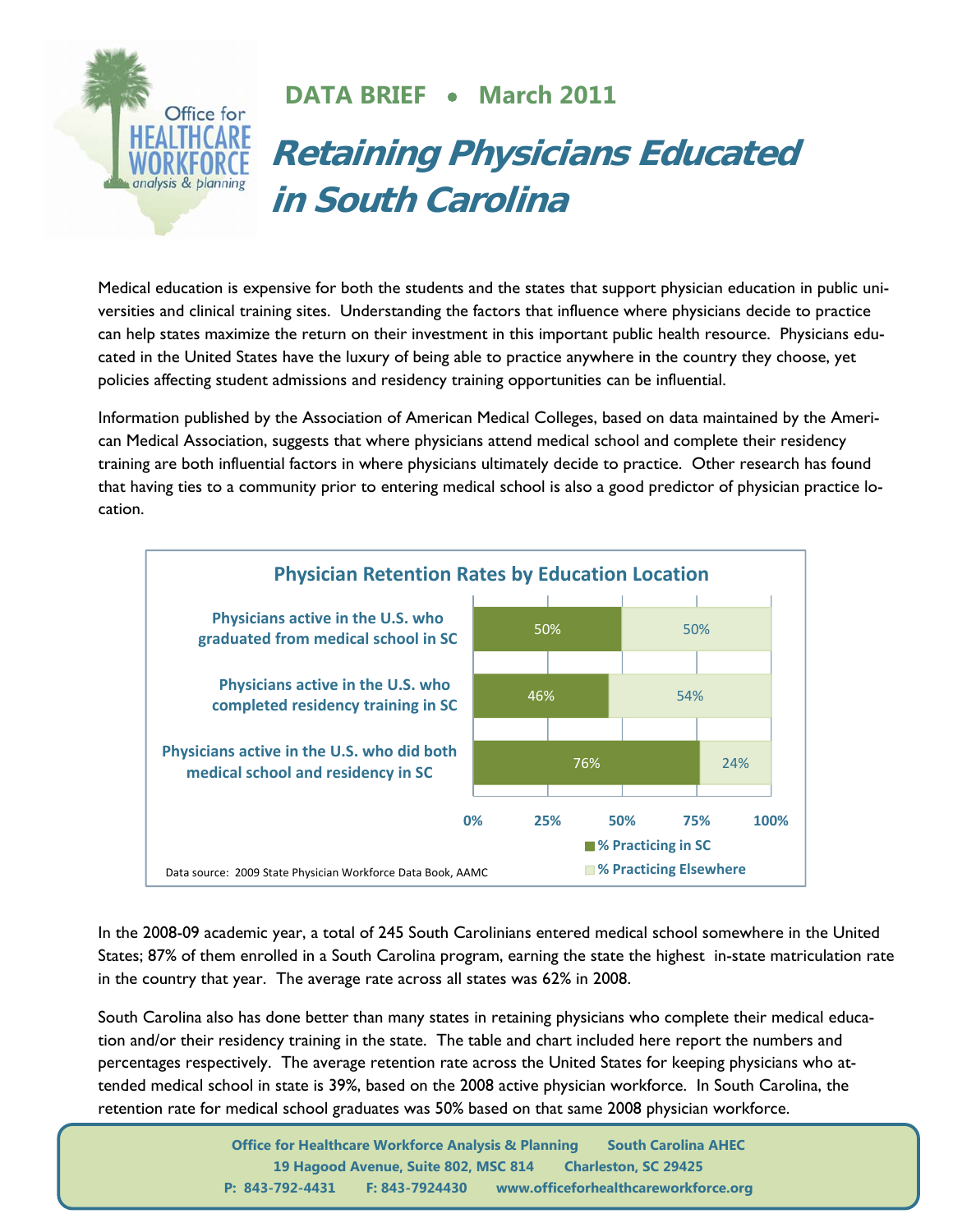Office for HEALTHCARE WORKFORCE analysis & planning

**DATA BRIEF • March 2011**

# Retaining Physicians Educated in South Carolina

Medical education is expensive for both the students and the states that support physician education in public universities and clinical training sites. Understanding the factors that influence where physicians decide to practice can help states maximize the return on their investment in this important public health resource. Physicians educated in the United States have the luxury of being able to practice anywhere in the country they choose, yet policies affecting student admissions and residency training opportunities can be influential.

Information published by the Association of American Medical Colleges, based on data maintained by the American Medical Association, suggests that where physicians attend medical school and complete their residency training are both influential factors in where physicians ultimately decide to practice. Other research has found that having ties to a community prior to entering medical school is also a good predictor of physician practice location.

**Physician Retention Rates by Education Location**

| | % Practicing in SC | % Practicing Elsewhere |
|---|---|---|
| Physicians active in the U.S. who graduated from medical school in SC | 50% | 50% |
| Physicians active in the U.S. who completed residency training in SC | 46% | 54% |
| Physicians active in the U.S. who did both medical school and residency in SC | 76% | 24% |

Data source: 2009 State Physician Workforce Data Book, AAMC

In the 2008-09 academic year, a total of 245 South Carolinians entered medical school somewhere in the United States; 87% of them enrolled in a South Carolina program, earning the state the highest in-state matriculation rate in the country that year. The average rate across all states was 62% in 2008.

South Carolina also has done better than many states in retaining physicians who complete their medical education and/or their residency training in the state. The table and chart included here report the numbers and percentages respectively. The average retention rate across the United States for keeping physicians who attended medical school in state is 39%, based on the 2008 active physician workforce. In South Carolina, the retention rate for medical school graduates was 50% based on that same 2008 physician workforce.

**Office for Healthcare Workforce Analysis & Planning South Carolina AHEC**
**19 Hagood Avenue, Suite 802, MSC 814 Charleston, SC 29425**
**P: 843-792-4431 F: 843-7924430 www.officeforhealthcareworkforce.org**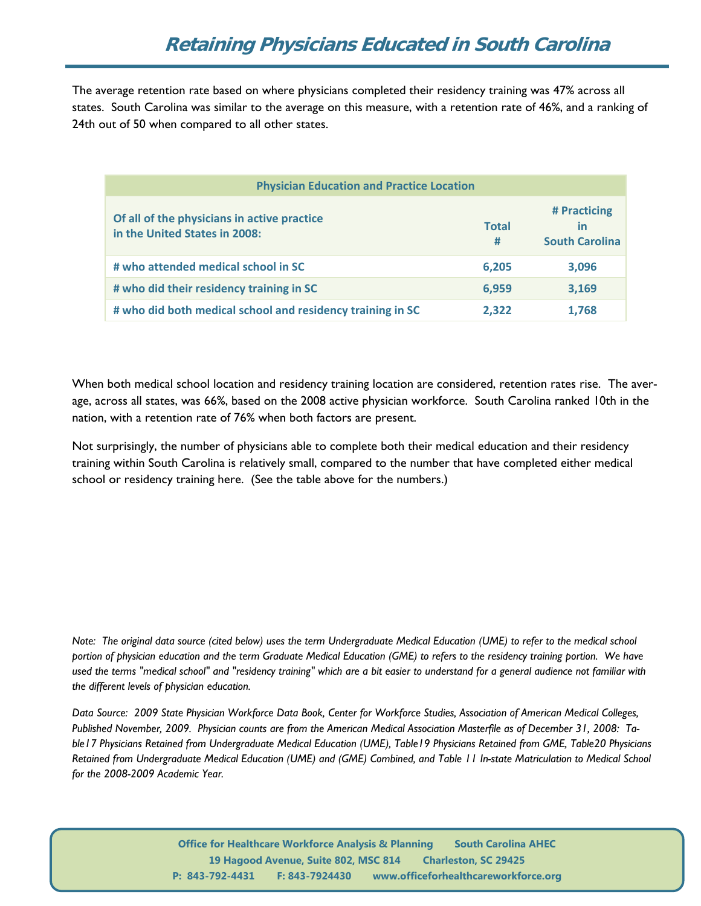# Retaining Physicians Educated in South Carolina

The average retention rate based on where physicians completed their residency training was 47% across all states. South Carolina was similar to the average on this measure, with a retention rate of 46%, and a ranking of 24th out of 50 when compared to all other states.

| Physician Education and Practice Location | | |
|---|---|---|
| **Of all of the physicians in active practice in the United States in 2008:** | **Total #** | **# Practicing in South Carolina** |
| # who attended medical school in SC | 6,205 | 3,096 |
| # who did their residency training in SC | 6,959 | 3,169 |
| # who did both medical school and residency training in SC | 2,322 | 1,768 |

When both medical school location and residency training location are considered, retention rates rise. The average, across all states, was 66%, based on the 2008 active physician workforce. South Carolina ranked 10th in the nation, with a retention rate of 76% when both factors are present.

Not surprisingly, the number of physicians able to complete both their medical education and their residency training within South Carolina is relatively small, compared to the number that have completed either medical school or residency training here. (See the table above for the numbers.)

*Note: The original data source (cited below) uses the term Undergraduate Medical Education (UME) to refer to the medical school portion of physician education and the term Graduate Medical Education (GME) to refers to the residency training portion. We have used the terms "medical school" and "residency training" which are a bit easier to understand for a general audience not familiar with the different levels of physician education.*

*Data Source: 2009 State Physician Workforce Data Book, Center for Workforce Studies, Association of American Medical Colleges, Published November, 2009. Physician counts are from the American Medical Association Masterfile as of December 31, 2008: Table17 Physicians Retained from Undergraduate Medical Education (UME), Table19 Physicians Retained from GME, Table20 Physicians Retained from Undergraduate Medical Education (UME) and (GME) Combined, and Table 11 In-state Matriculation to Medical School for the 2008-2009 Academic Year.*

**Office for Healthcare Workforce Analysis & Planning South Carolina AHEC**
**19 Hagood Avenue, Suite 802, MSC 814 Charleston, SC 29425**
**P: 843-792-4431 F: 843-7924430 www.officeforhealthcareworkforce.org**